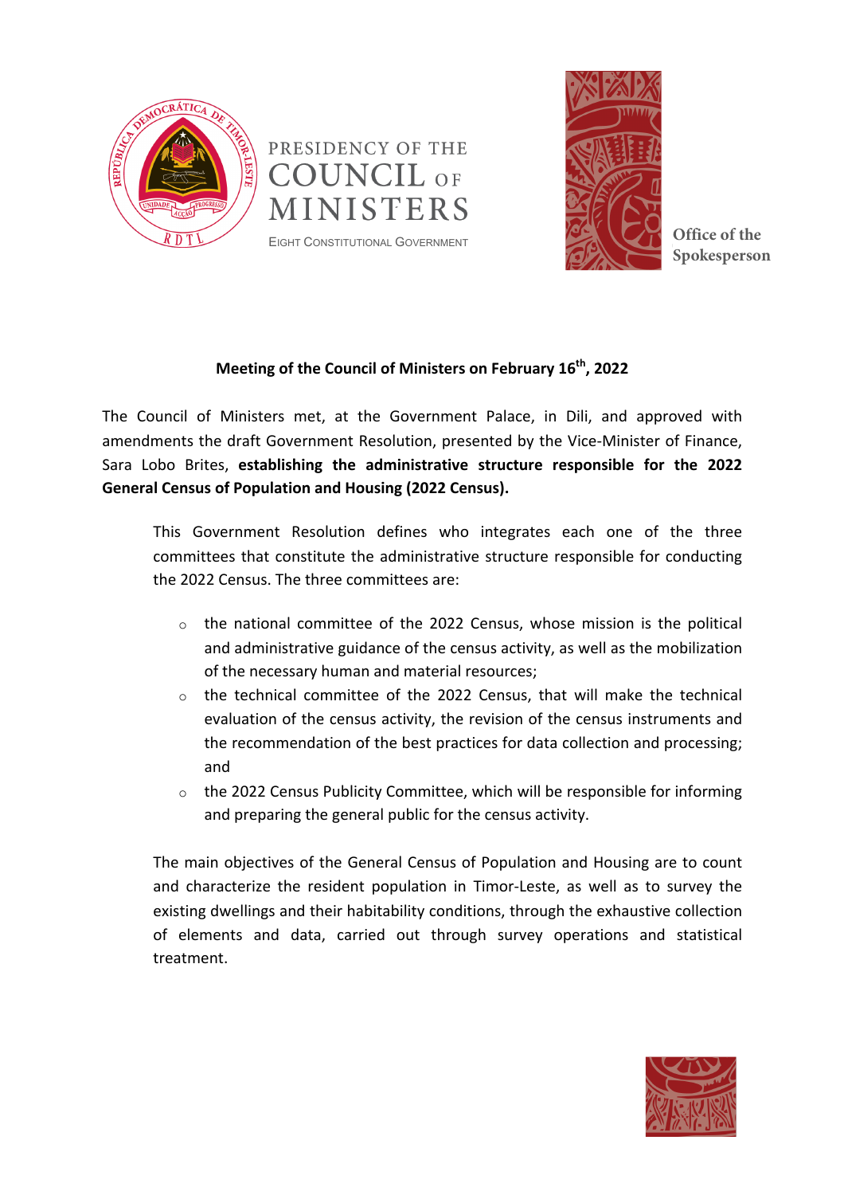PRESIDENCY OF THE COUNCIL OF MINISTERS

EIGHT CONSTITUTIONAL GOVERNMENT

Office of the Spokesperson

**Meeting of the Council of Ministers on February 16th, 2022**

The Council of Ministers met, at the Government Palace, in Dili, and approved with amendments the draft Government Resolution, presented by the Vice-Minister of Finance, Sara Lobo Brites, **establishing the administrative structure responsible for the 2022 General Census of Population and Housing (2022 Census).**

> This Government Resolution defines who integrates each one of the three committees that constitute the administrative structure responsible for conducting the 2022 Census. The three committees are:
>
> - the national committee of the 2022 Census, whose mission is the political and administrative guidance of the census activity, as well as the mobilization of the necessary human and material resources;
> - the technical committee of the 2022 Census, that will make the technical evaluation of the census activity, the revision of the census instruments and the recommendation of the best practices for data collection and processing; and
> - the 2022 Census Publicity Committee, which will be responsible for informing and preparing the general public for the census activity.
>
> The main objectives of the General Census of Population and Housing are to count and characterize the resident population in Timor-Leste, as well as to survey the existing dwellings and their habitability conditions, through the exhaustive collection of elements and data, carried out through survey operations and statistical treatment.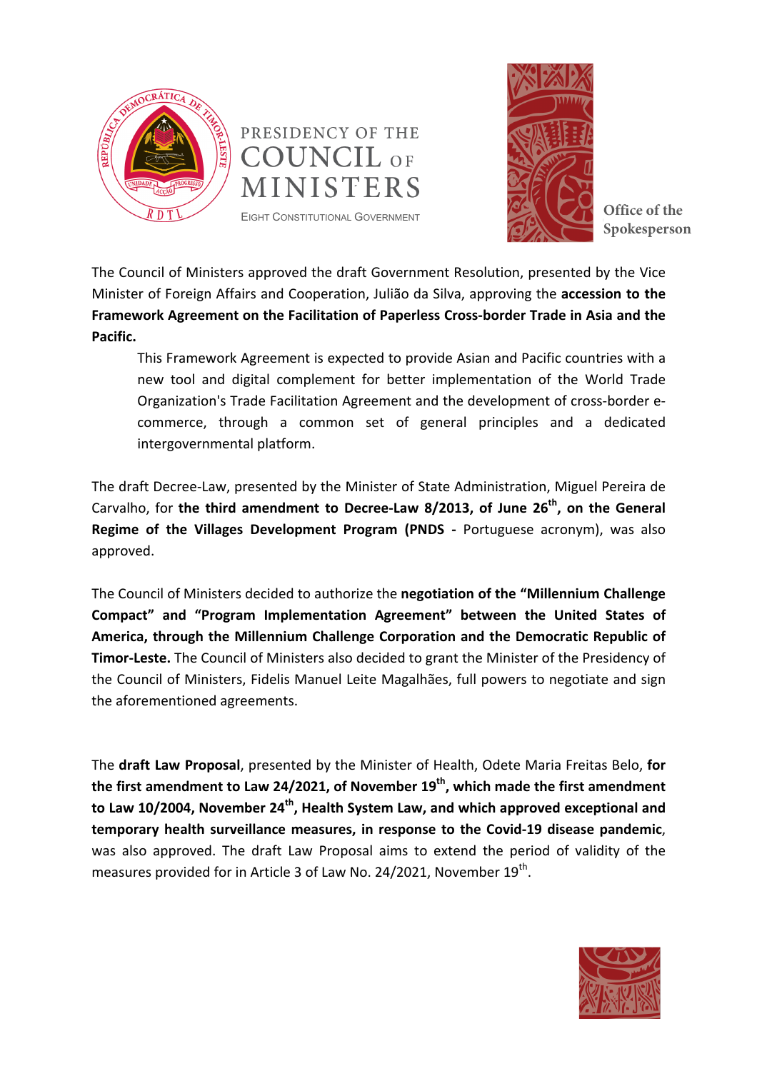The Council of Ministers approved the draft Government Resolution, presented by the Vice Minister of Foreign Affairs and Cooperation, Julião da Silva, approving the **accession to the Framework Agreement on the Facilitation of Paperless Cross-border Trade in Asia and the Pacific.**

> This Framework Agreement is expected to provide Asian and Pacific countries with a new tool and digital complement for better implementation of the World Trade Organization's Trade Facilitation Agreement and the development of cross-border e-commerce, through a common set of general principles and a dedicated intergovernmental platform.

The draft Decree-Law, presented by the Minister of State Administration, Miguel Pereira de Carvalho, for **the third amendment to Decree-Law 8/2013, of June 26th, on the General Regime of the Villages Development Program (PNDS -** Portuguese acronym), was also approved.

The Council of Ministers decided to authorize the **negotiation of the "Millennium Challenge Compact" and "Program Implementation Agreement" between the United States of America, through the Millennium Challenge Corporation and the Democratic Republic of Timor-Leste.** The Council of Ministers also decided to grant the Minister of the Presidency of the Council of Ministers, Fidelis Manuel Leite Magalhães, full powers to negotiate and sign the aforementioned agreements.

The **draft Law Proposal**, presented by the Minister of Health, Odete Maria Freitas Belo, **for the first amendment to Law 24/2021, of November 19th, which made the first amendment to Law 10/2004, November 24th, Health System Law, and which approved exceptional and temporary health surveillance measures, in response to the Covid-19 disease pandemic**, was also approved. The draft Law Proposal aims to extend the period of validity of the measures provided for in Article 3 of Law No. 24/2021, November 19th.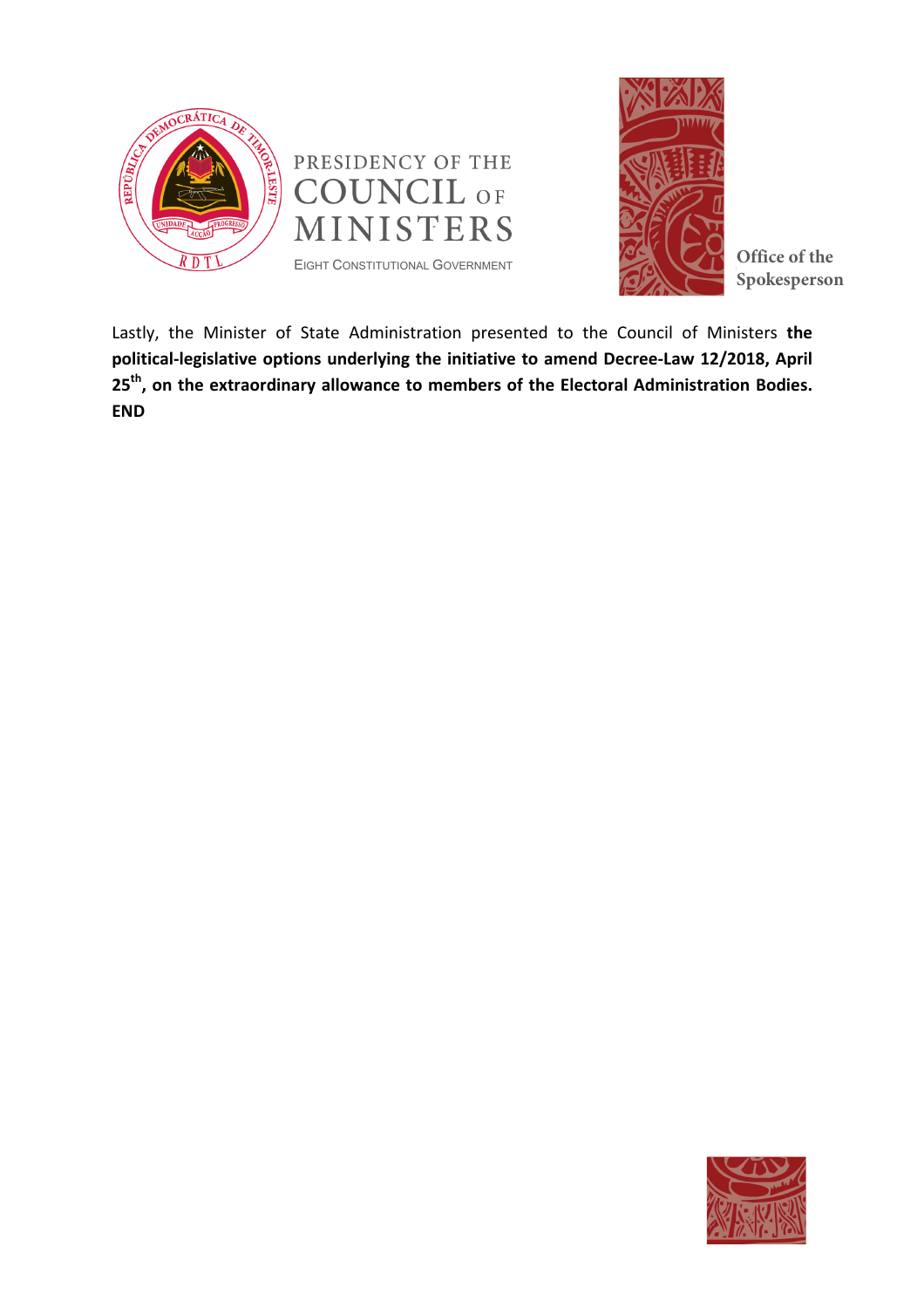Lastly, the Minister of State Administration presented to the Council of Ministers **the political-legislative options underlying the initiative to amend Decree-Law 12/2018, April 25th, on the extraordinary allowance to members of the Electoral Administration Bodies. END**